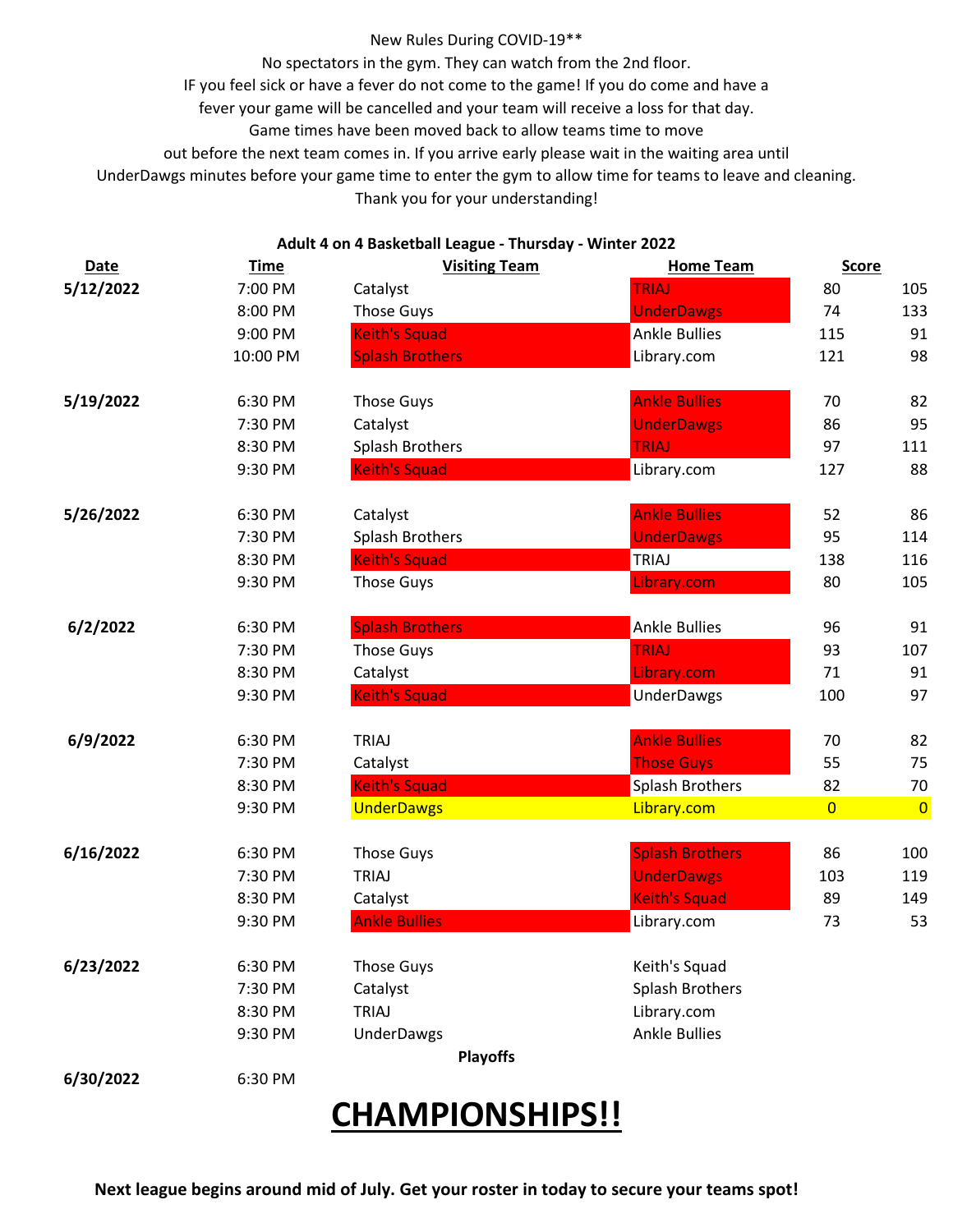New Rules During COVID-19**

No spectators in the gym. They can watch from the 2nd floor.

IF you feel sick or have a fever do not come to the game! If you do come and have a fever your game will be cancelled and your team will receive a loss for that day.

Game times have been moved back to allow teams time to move out before the next team comes in. If you arrive early please wait in the waiting area until UnderDawgs minutes before your game time to enter the gym to allow time for teams to leave and cleaning.

Thank you for your understanding!

**Adult 4 on 4 Basketball League - Thursday - Winter 2022**

| Date | Time | Visiting Team | Home Team | Score | |
|---|---|---|---|---|---|
| **5/12/2022** | 7:00 PM | Catalyst | TRIAJ | 80 | 105 |
| | 8:00 PM | Those Guys | UnderDawgs | 74 | 133 |
| | 9:00 PM | Keith's Squad | Ankle Bullies | 115 | 91 |
| | 10:00 PM | Splash Brothers | Library.com | 121 | 98 |
| **5/19/2022** | 6:30 PM | Those Guys | Ankle Bullies | 70 | 82 |
| | 7:30 PM | Catalyst | UnderDawgs | 86 | 95 |
| | 8:30 PM | Splash Brothers | TRIAJ | 97 | 111 |
| | 9:30 PM | Keith's Squad | Library.com | 127 | 88 |
| **5/26/2022** | 6:30 PM | Catalyst | Ankle Bullies | 52 | 86 |
| | 7:30 PM | Splash Brothers | UnderDawgs | 95 | 114 |
| | 8:30 PM | Keith's Squad | TRIAJ | 138 | 116 |
| | 9:30 PM | Those Guys | Library.com | 80 | 105 |
| **6/2/2022** | 6:30 PM | Splash Brothers | Ankle Bullies | 96 | 91 |
| | 7:30 PM | Those Guys | TRIAJ | 93 | 107 |
| | 8:30 PM | Catalyst | Library.com | 71 | 91 |
| | 9:30 PM | Keith's Squad | UnderDawgs | 100 | 97 |
| **6/9/2022** | 6:30 PM | TRIAJ | Ankle Bullies | 70 | 82 |
| | 7:30 PM | Catalyst | Those Guys | 55 | 75 |
| | 8:30 PM | Keith's Squad | Splash Brothers | 82 | 70 |
| | 9:30 PM | UnderDawgs | Library.com | 0 | 0 |
| **6/16/2022** | 6:30 PM | Those Guys | Splash Brothers | 86 | 100 |
| | 7:30 PM | TRIAJ | UnderDawgs | 103 | 119 |
| | 8:30 PM | Catalyst | Keith's Squad | 89 | 149 |
| | 9:30 PM | Ankle Bullies | Library.com | 73 | 53 |
| **6/23/2022** | 6:30 PM | Those Guys | Keith's Squad | | |
| | 7:30 PM | Catalyst | Splash Brothers | | |
| | 8:30 PM | TRIAJ | Library.com | | |
| | 9:30 PM | UnderDawgs | Ankle Bullies | | |
| | | **Playoffs** | | | |
| **6/30/2022** | 6:30 PM | | | | |

# CHAMPIONSHIPS!!

**Next league begins around mid of July. Get your roster in today to secure your teams spot!**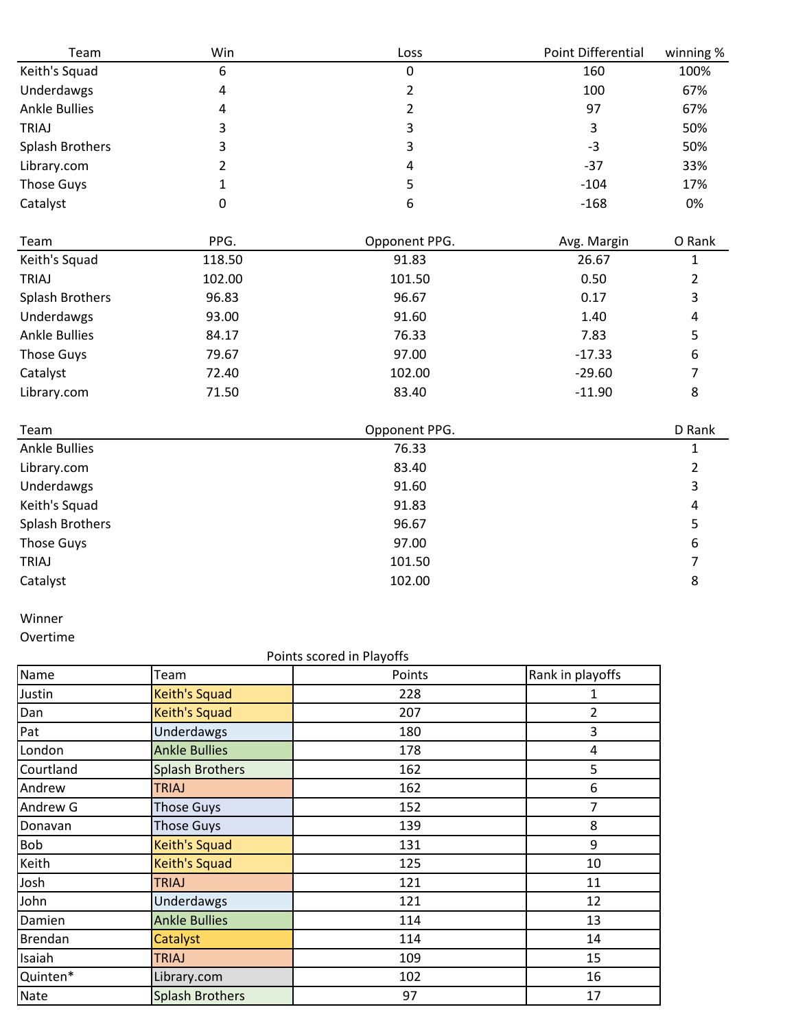| Team | Win | Loss | Point Differential | winning % |
|---|---|---|---|---|
| Keith's Squad | 6 | 0 | 160 | 100% |
| Underdawgs | 4 | 2 | 100 | 67% |
| Ankle Bullies | 4 | 2 | 97 | 67% |
| TRIAJ | 3 | 3 | 3 | 50% |
| Splash Brothers | 3 | 3 | -3 | 50% |
| Library.com | 2 | 4 | -37 | 33% |
| Those Guys | 1 | 5 | -104 | 17% |
| Catalyst | 0 | 6 | -168 | 0% |

| Team | PPG. | Opponent PPG. | Avg. Margin | O Rank |
|---|---|---|---|---|
| Keith's Squad | 118.50 | 91.83 | 26.67 | 1 |
| TRIAJ | 102.00 | 101.50 | 0.50 | 2 |
| Splash Brothers | 96.83 | 96.67 | 0.17 | 3 |
| Underdawgs | 93.00 | 91.60 | 1.40 | 4 |
| Ankle Bullies | 84.17 | 76.33 | 7.83 | 5 |
| Those Guys | 79.67 | 97.00 | -17.33 | 6 |
| Catalyst | 72.40 | 102.00 | -29.60 | 7 |
| Library.com | 71.50 | 83.40 | -11.90 | 8 |

| Team | Opponent PPG. | D Rank |
|---|---|---|
| Ankle Bullies | 76.33 | 1 |
| Library.com | 83.40 | 2 |
| Underdawgs | 91.60 | 3 |
| Keith's Squad | 91.83 | 4 |
| Splash Brothers | 96.67 | 5 |
| Those Guys | 97.00 | 6 |
| TRIAJ | 101.50 | 7 |
| Catalyst | 102.00 | 8 |

Winner

Overtime

Points scored in Playoffs

| Name | Team | Points | Rank in playoffs |
|---|---|---|---|
| Justin | Keith's Squad | 228 | 1 |
| Dan | Keith's Squad | 207 | 2 |
| Pat | Underdawgs | 180 | 3 |
| London | Ankle Bullies | 178 | 4 |
| Courtland | Splash Brothers | 162 | 5 |
| Andrew | TRIAJ | 162 | 6 |
| Andrew G | Those Guys | 152 | 7 |
| Donavan | Those Guys | 139 | 8 |
| Bob | Keith's Squad | 131 | 9 |
| Keith | Keith's Squad | 125 | 10 |
| Josh | TRIAJ | 121 | 11 |
| John | Underdawgs | 121 | 12 |
| Damien | Ankle Bullies | 114 | 13 |
| Brendan | Catalyst | 114 | 14 |
| Isaiah | TRIAJ | 109 | 15 |
| Quinten* | Library.com | 102 | 16 |
| Nate | Splash Brothers | 97 | 17 |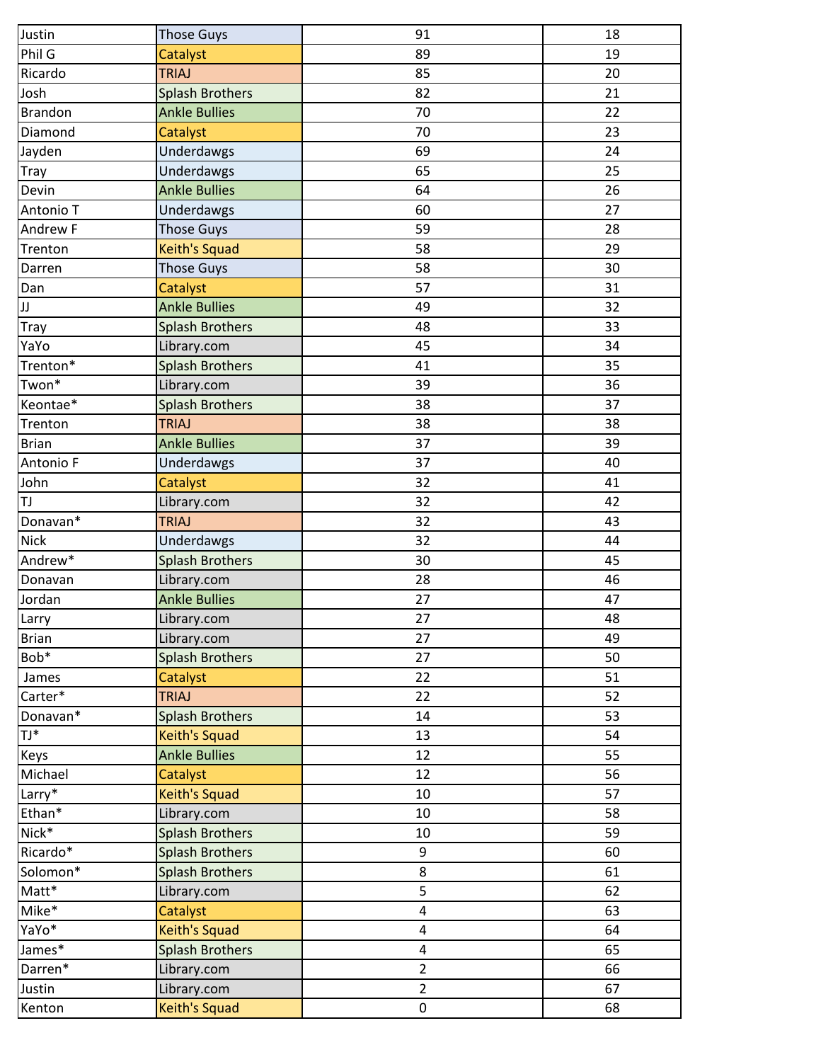| | | | |
|---|---|---|---|
| Justin | Those Guys | 91 | 18 |
| Phil G | Catalyst | 89 | 19 |
| Ricardo | TRIAJ | 85 | 20 |
| Josh | Splash Brothers | 82 | 21 |
| Brandon | Ankle Bullies | 70 | 22 |
| Diamond | Catalyst | 70 | 23 |
| Jayden | Underdawgs | 69 | 24 |
| Tray | Underdawgs | 65 | 25 |
| Devin | Ankle Bullies | 64 | 26 |
| Antonio T | Underdawgs | 60 | 27 |
| Andrew F | Those Guys | 59 | 28 |
| Trenton | Keith's Squad | 58 | 29 |
| Darren | Those Guys | 58 | 30 |
| Dan | Catalyst | 57 | 31 |
| JJ | Ankle Bullies | 49 | 32 |
| Tray | Splash Brothers | 48 | 33 |
| YaYo | Library.com | 45 | 34 |
| Trenton* | Splash Brothers | 41 | 35 |
| Twon* | Library.com | 39 | 36 |
| Keontae* | Splash Brothers | 38 | 37 |
| Trenton | TRIAJ | 38 | 38 |
| Brian | Ankle Bullies | 37 | 39 |
| Antonio F | Underdawgs | 37 | 40 |
| John | Catalyst | 32 | 41 |
| TJ | Library.com | 32 | 42 |
| Donavan* | TRIAJ | 32 | 43 |
| Nick | Underdawgs | 32 | 44 |
| Andrew* | Splash Brothers | 30 | 45 |
| Donavan | Library.com | 28 | 46 |
| Jordan | Ankle Bullies | 27 | 47 |
| Larry | Library.com | 27 | 48 |
| Brian | Library.com | 27 | 49 |
| Bob* | Splash Brothers | 27 | 50 |
| James | Catalyst | 22 | 51 |
| Carter* | TRIAJ | 22 | 52 |
| Donavan* | Splash Brothers | 14 | 53 |
| TJ* | Keith's Squad | 13 | 54 |
| Keys | Ankle Bullies | 12 | 55 |
| Michael | Catalyst | 12 | 56 |
| Larry* | Keith's Squad | 10 | 57 |
| Ethan* | Library.com | 10 | 58 |
| Nick* | Splash Brothers | 10 | 59 |
| Ricardo* | Splash Brothers | 9 | 60 |
| Solomon* | Splash Brothers | 8 | 61 |
| Matt* | Library.com | 5 | 62 |
| Mike* | Catalyst | 4 | 63 |
| YaYo* | Keith's Squad | 4 | 64 |
| James* | Splash Brothers | 4 | 65 |
| Darren* | Library.com | 2 | 66 |
| Justin | Library.com | 2 | 67 |
| Kenton | Keith's Squad | 0 | 68 |